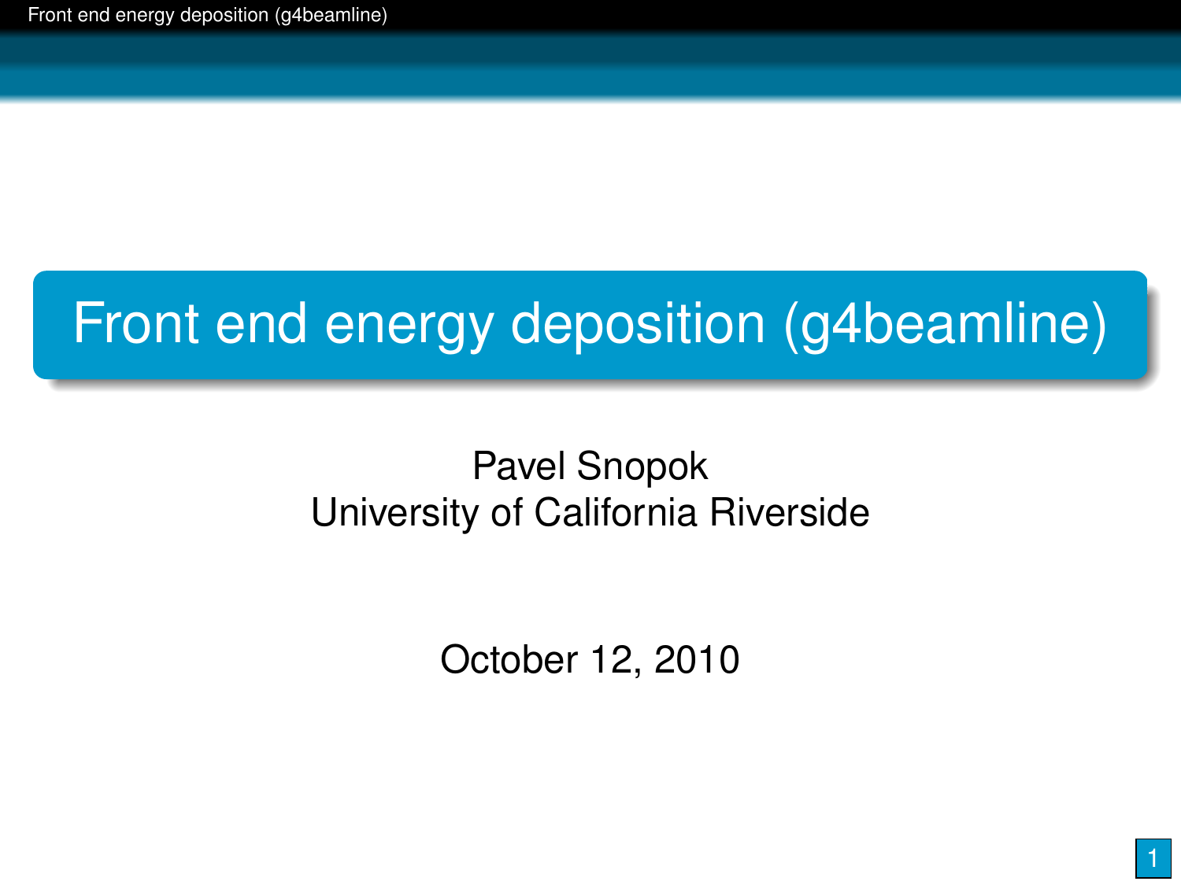# Front end energy deposition (g4beamline)

Pavel Snopok
University of California Riverside

October 12, 2010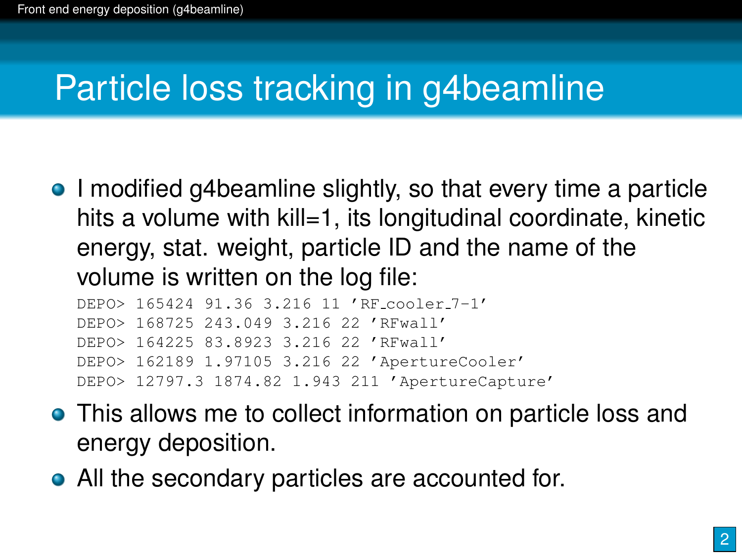# Particle loss tracking in g4beamline

- I modified g4beamline slightly, so that every time a particle hits a volume with kill=1, its longitudinal coordinate, kinetic energy, stat. weight, particle ID and the name of the volume is written on the log file:

```
DEPO> 165424 91.36 3.216 11 'RF_cooler_7-1'
DEPO> 168725 243.049 3.216 22 'RFwall'
DEPO> 164225 83.8923 3.216 22 'RFwall'
DEPO> 162189 1.97105 3.216 22 'ApertureCooler'
DEPO> 12797.3 1874.82 1.943 211 'ApertureCapture'
```

- This allows me to collect information on particle loss and energy deposition.
- All the secondary particles are accounted for.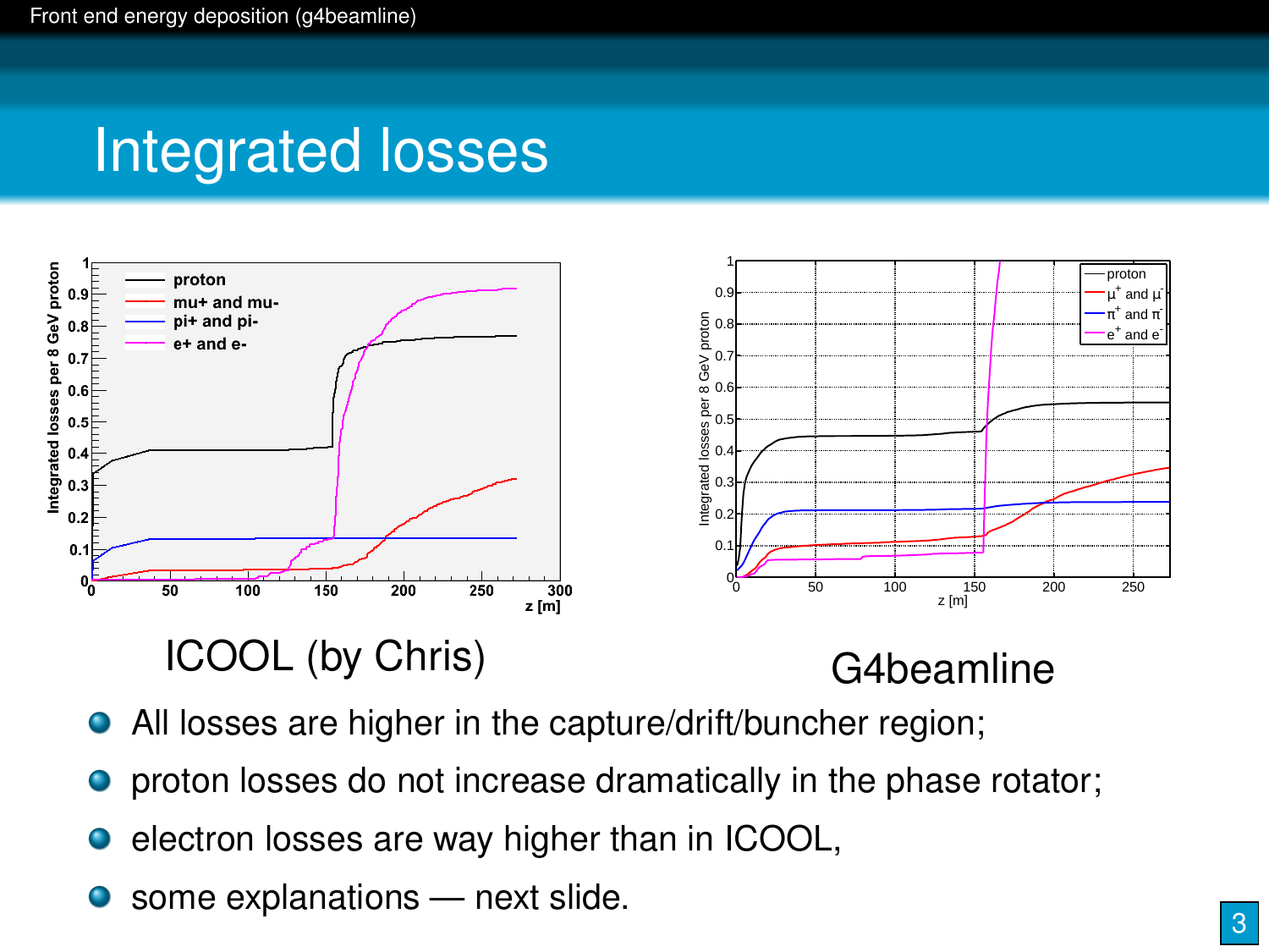# Integrated losses

ICOOL (by Chris)

G4beamline

- All losses are higher in the capture/drift/buncher region;
- proton losses do not increase dramatically in the phase rotator;
- electron losses are way higher than in ICOOL,
- some explanations — next slide.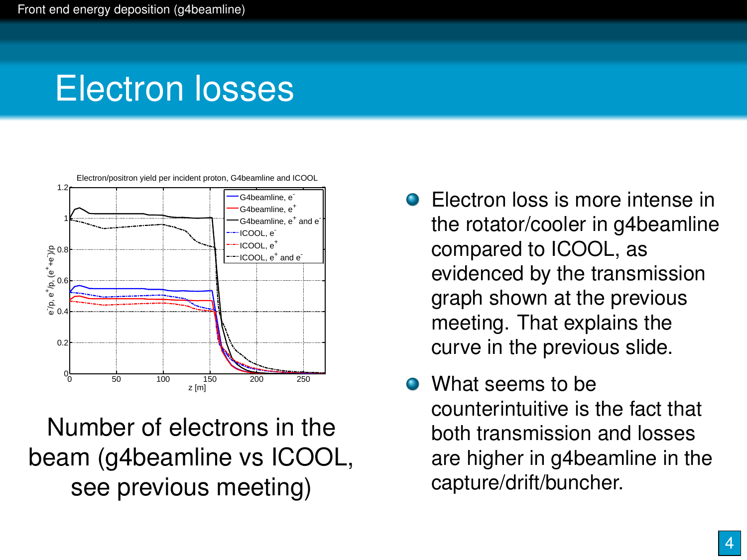# Electron losses

Number of electrons in the beam (g4beamline vs ICOOL, see previous meeting)

- Electron loss is more intense in the rotator/cooler in g4beamline compared to ICOOL, as evidenced by the transmission graph shown at the previous meeting. That explains the curve in the previous slide.
- What seems to be counterintuitive is the fact that both transmission and losses are higher in g4beamline in the capture/drift/buncher.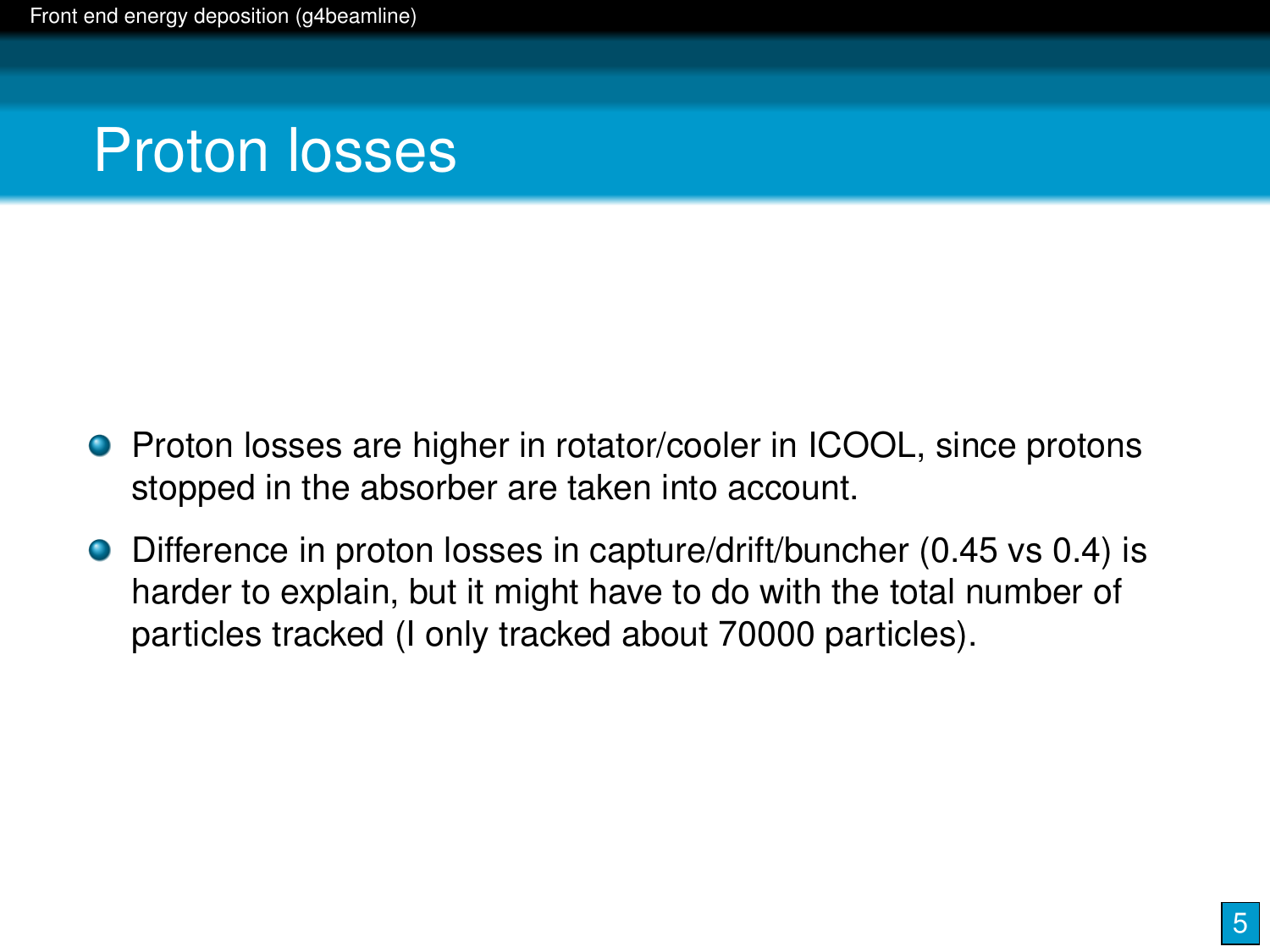# Proton losses

- Proton losses are higher in rotator/cooler in ICOOL, since protons stopped in the absorber are taken into account.
- Difference in proton losses in capture/drift/buncher (0.45 vs 0.4) is harder to explain, but it might have to do with the total number of particles tracked (I only tracked about 70000 particles).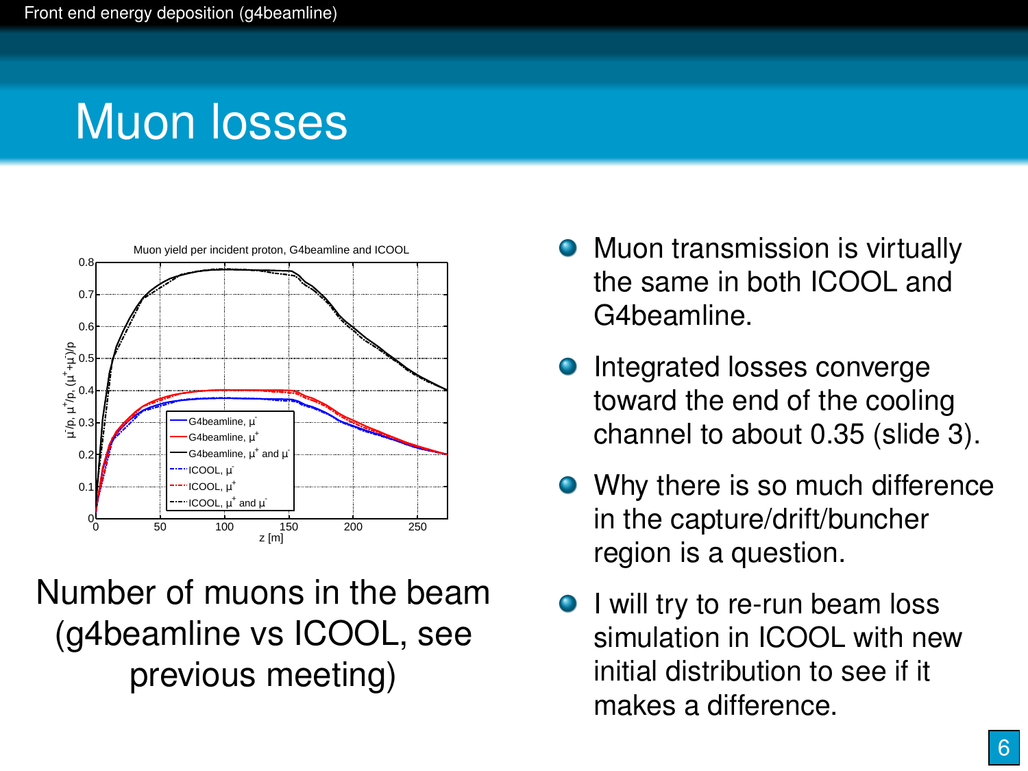# Muon losses

Number of muons in the beam (g4beamline vs ICOOL, see previous meeting)

- Muon transmission is virtually the same in both ICOOL and G4beamline.
- Integrated losses converge toward the end of the cooling channel to about 0.35 (slide 3).
- Why there is so much difference in the capture/drift/buncher region is a question.
- I will try to re-run beam loss simulation in ICOOL with new initial distribution to see if it makes a difference.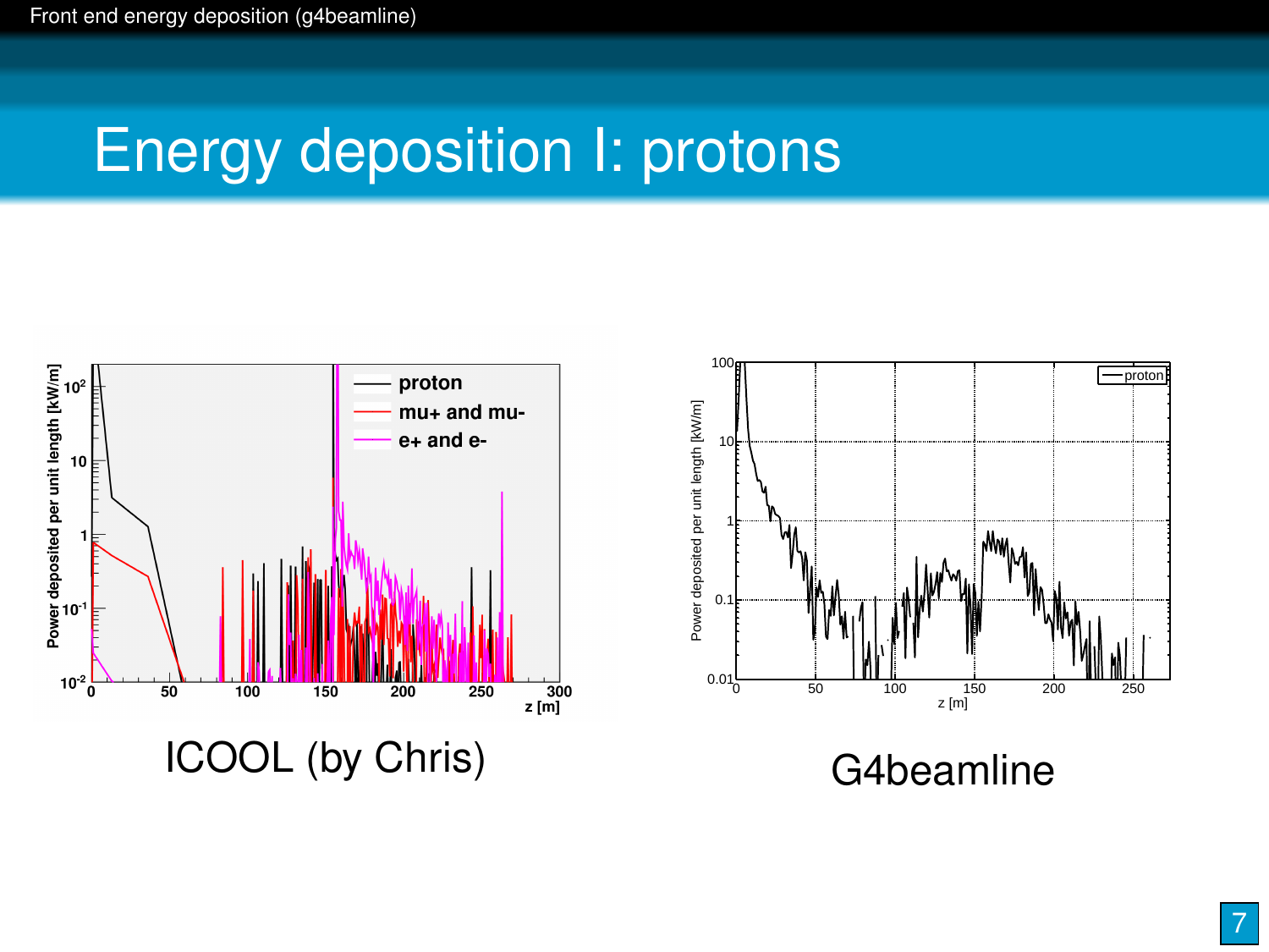# Energy deposition I: protons

ICOOL (by Chris)

G4beamline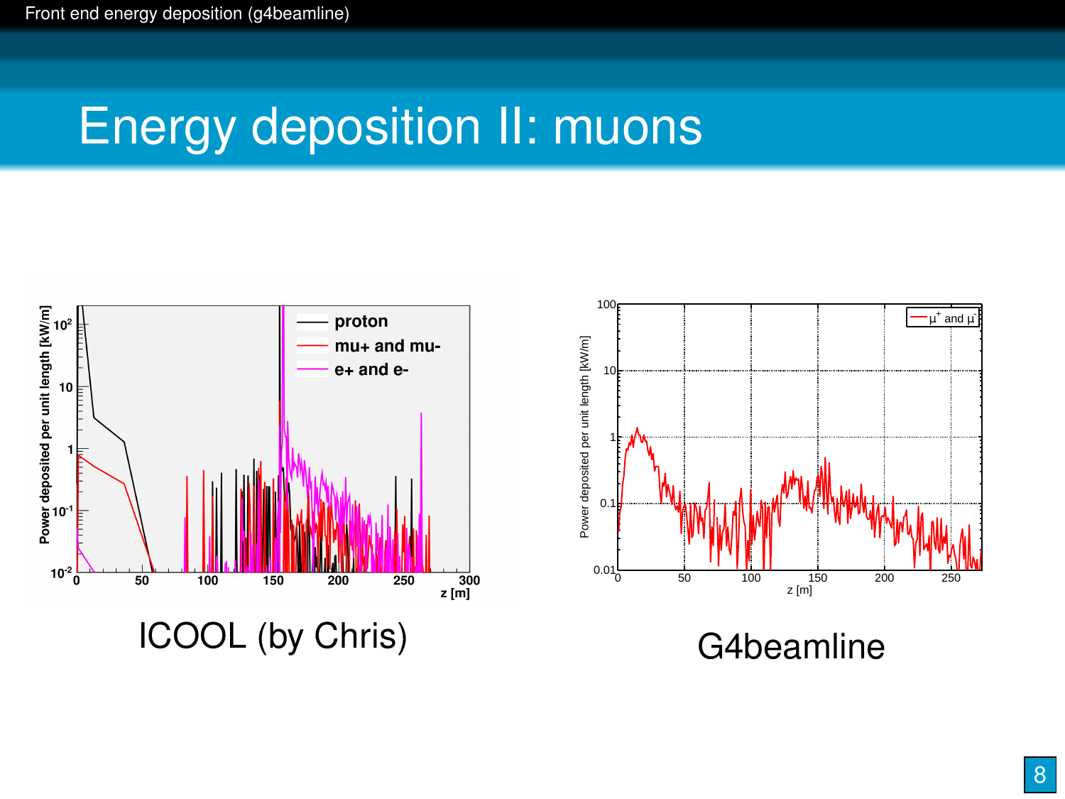# Energy deposition II: muons

ICOOL (by Chris)

G4beamline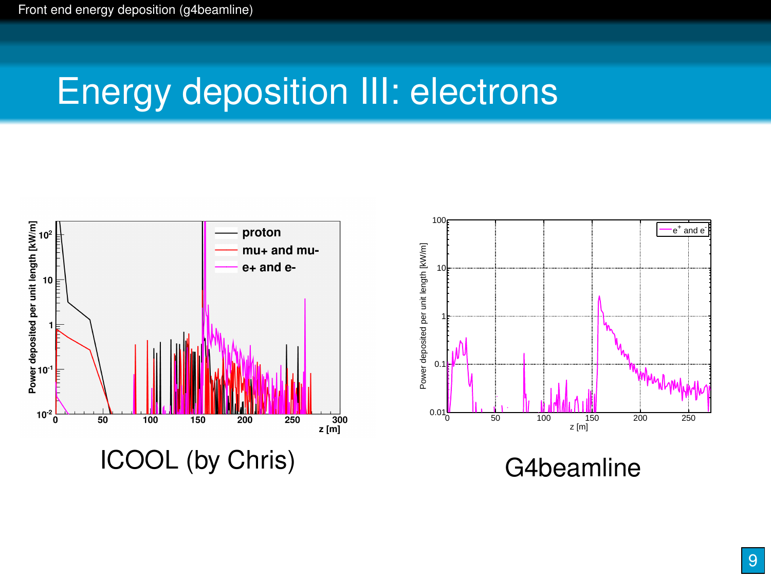# Energy deposition III: electrons

Power deposited per unit length [kW/m]

$10^2$

10

1

$10^{-1}$

$10^{-2}$

0

50

100

150

200

250

300

z [m]

proton

mu+ and mu-

e+ and e-

ICOOL (by Chris)

Power deposited per unit length [kW/m]

100

10

1

0.1

0.01

0

50

100

150

200

250

z [m]

$e^+$ and $e^-$

G4beamline